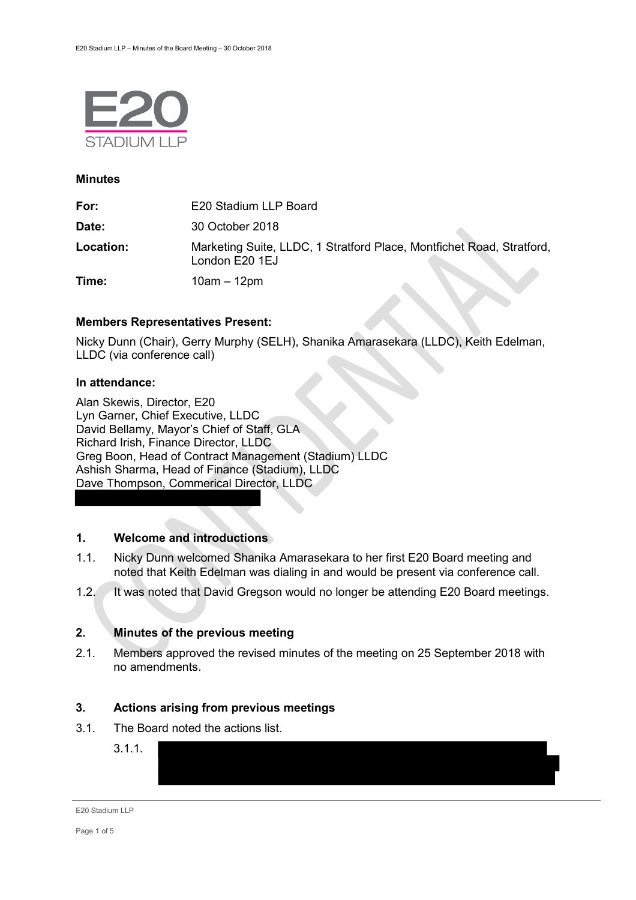E20 STADIUM LLP

**Minutes**

| | |
|---|---|
| **For:** | E20 Stadium LLP Board |
| **Date:** | 30 October 2018 |
| **Location:** | Marketing Suite, LLDC, 1 Stratford Place, Montfichet Road, Stratford, London E20 1EJ |
| **Time:** | 10am – 12pm |

**Members Representatives Present:**

Nicky Dunn (Chair), Gerry Murphy (SELH), Shanika Amarasekara (LLDC), Keith Edelman, LLDC (via conference call)

**In attendance:**

Alan Skewis, Director, E20
Lyn Garner, Chief Executive, LLDC
David Bellamy, Mayor's Chief of Staff, GLA
Richard Irish, Finance Director, LLDC
Greg Boon, Head of Contract Management (Stadium) LLDC
Ashish Sharma, Head of Finance (Stadium), LLDC
Dave Thompson, Commerical Director, LLDC

## 1. Welcome and introductions

1.1. Nicky Dunn welcomed Shanika Amarasekara to her first E20 Board meeting and noted that Keith Edelman was dialing in and would be present via conference call.

1.2. It was noted that David Gregson would no longer be attending E20 Board meetings.

## 2. Minutes of the previous meeting

2.1. Members approved the revised minutes of the meeting on 25 September 2018 with no amendments.

## 3. Actions arising from previous meetings

3.1. The Board noted the actions list.

3.1.1.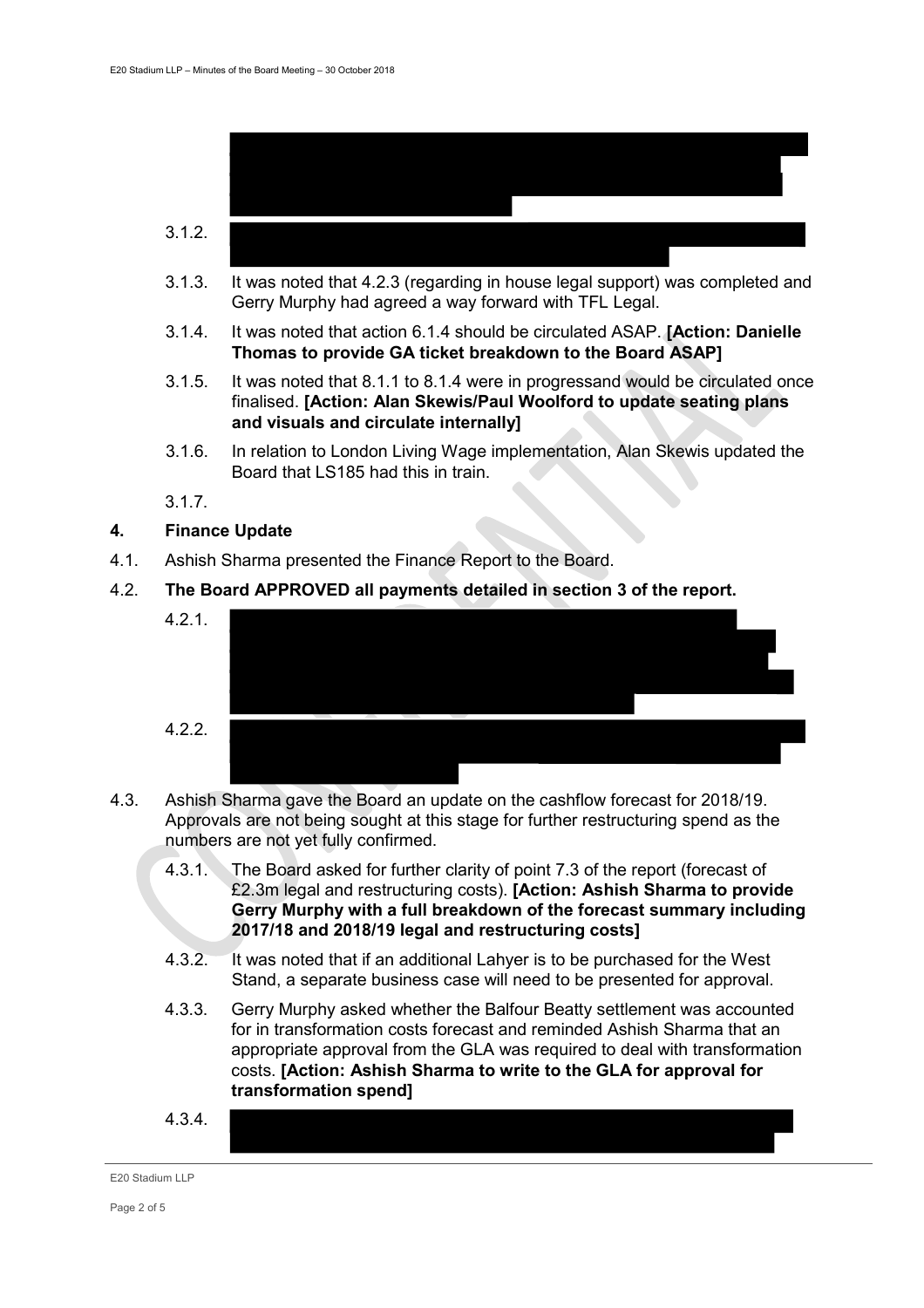3.1.2.

3.1.3. It was noted that 4.2.3 (regarding in house legal support) was completed and Gerry Murphy had agreed a way forward with TFL Legal.

3.1.4. It was noted that action 6.1.4 should be circulated ASAP. **[Action: Danielle Thomas to provide GA ticket breakdown to the Board ASAP]**

3.1.5. It was noted that 8.1.1 to 8.1.4 were in progressand would be circulated once finalised. **[Action: Alan Skewis/Paul Woolford to update seating plans and visuals and circulate internally]**

3.1.6. In relation to London Living Wage implementation, Alan Skewis updated the Board that LS185 had this in train.

3.1.7.

## 4. Finance Update

4.1. Ashish Sharma presented the Finance Report to the Board.

4.2. **The Board APPROVED all payments detailed in section 3 of the report.**

4.2.1.

4.2.2.

4.3. Ashish Sharma gave the Board an update on the cashflow forecast for 2018/19. Approvals are not being sought at this stage for further restructuring spend as the numbers are not yet fully confirmed.

4.3.1. The Board asked for further clarity of point 7.3 of the report (forecast of £2.3m legal and restructuring costs). **[Action: Ashish Sharma to provide Gerry Murphy with a full breakdown of the forecast summary including 2017/18 and 2018/19 legal and restructuring costs]**

4.3.2. It was noted that if an additional Lahyer is to be purchased for the West Stand, a separate business case will need to be presented for approval.

4.3.3. Gerry Murphy asked whether the Balfour Beatty settlement was accounted for in transformation costs forecast and reminded Ashish Sharma that an appropriate approval from the GLA was required to deal with transformation costs. **[Action: Ashish Sharma to write to the GLA for approval for transformation spend]**

4.3.4.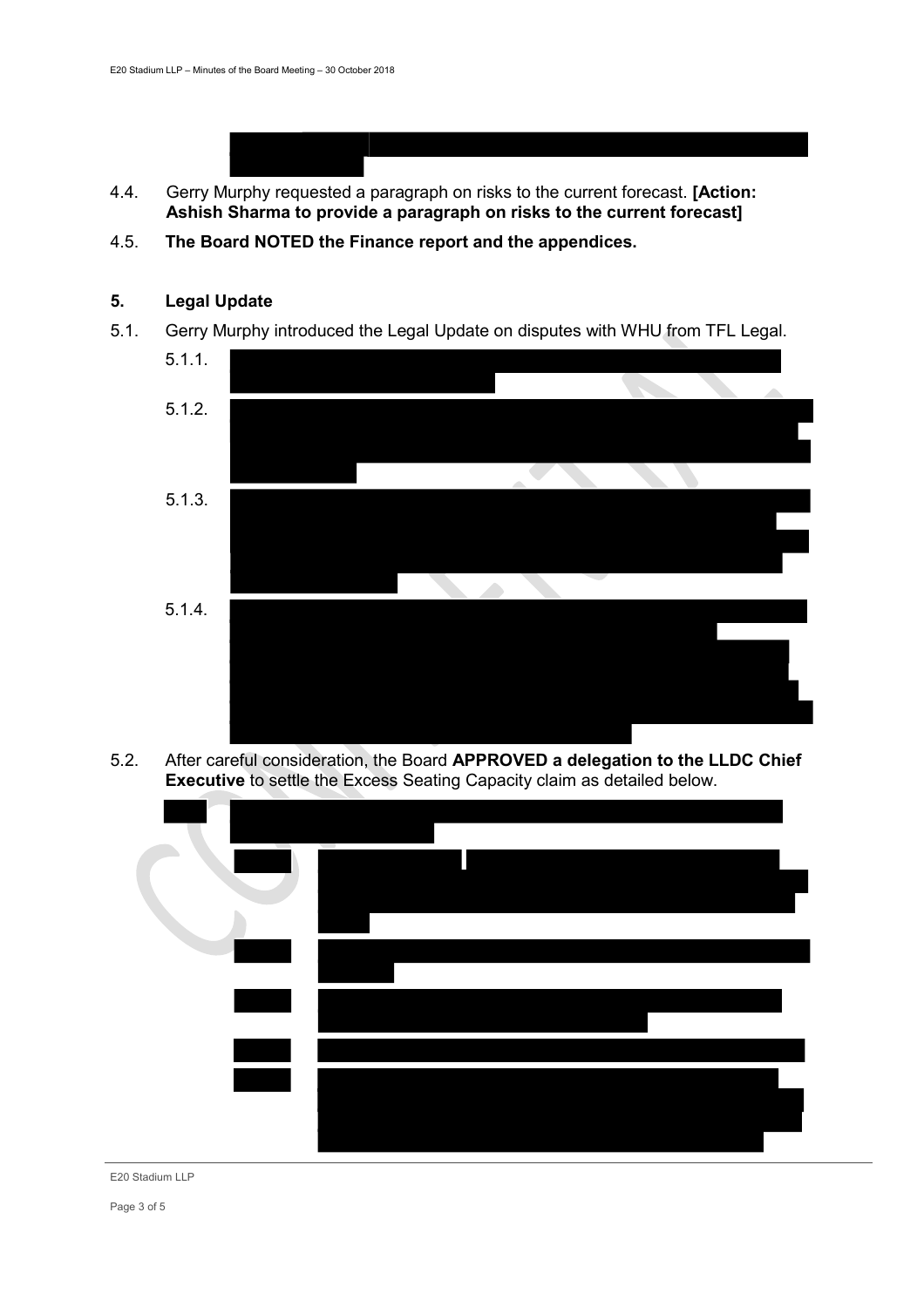4.4. Gerry Murphy requested a paragraph on risks to the current forecast. **[Action: Ashish Sharma to provide a paragraph on risks to the current forecast]**

4.5. **The Board NOTED the Finance report and the appendices.**

## 5. Legal Update

5.1. Gerry Murphy introduced the Legal Update on disputes with WHU from TFL Legal.

5.1.1.

5.1.2.

5.1.3.

5.1.4.

5.2. After careful consideration, the Board **APPROVED a delegation to the LLDC Chief Executive** to settle the Excess Seating Capacity claim as detailed below.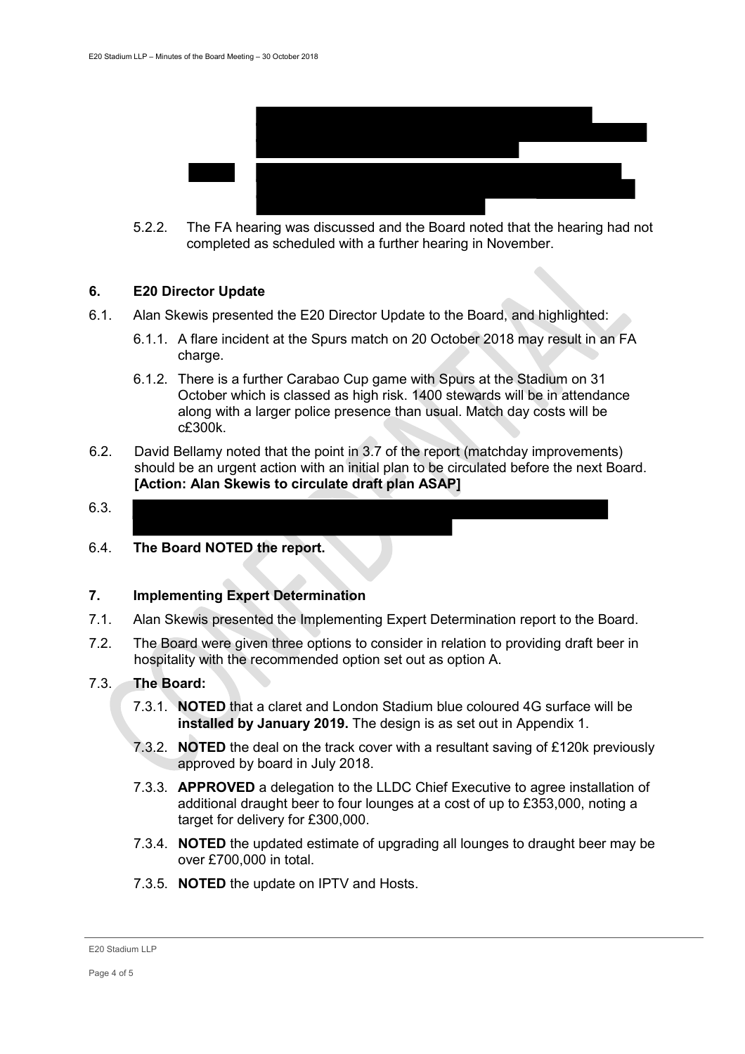5.2.2. The FA hearing was discussed and the Board noted that the hearing had not completed as scheduled with a further hearing in November.

## 6. E20 Director Update

6.1. Alan Skewis presented the E20 Director Update to the Board, and highlighted:

6.1.1. A flare incident at the Spurs match on 20 October 2018 may result in an FA charge.

6.1.2. There is a further Carabao Cup game with Spurs at the Stadium on 31 October which is classed as high risk. 1400 stewards will be in attendance along with a larger police presence than usual. Match day costs will be c£300k.

6.2. David Bellamy noted that the point in 3.7 of the report (matchday improvements) should be an urgent action with an initial plan to be circulated before the next Board. **[Action: Alan Skewis to circulate draft plan ASAP]**

6.3.

6.4. **The Board NOTED the report.**

## 7. Implementing Expert Determination

7.1. Alan Skewis presented the Implementing Expert Determination report to the Board.

7.2. The Board were given three options to consider in relation to providing draft beer in hospitality with the recommended option set out as option A.

7.3. **The Board:**

7.3.1. **NOTED** that a claret and London Stadium blue coloured 4G surface will be **installed by January 2019.** The design is as set out in Appendix 1.

7.3.2. **NOTED** the deal on the track cover with a resultant saving of £120k previously approved by board in July 2018.

7.3.3. **APPROVED** a delegation to the LLDC Chief Executive to agree installation of additional draught beer to four lounges at a cost of up to £353,000, noting a target for delivery for £300,000.

7.3.4. **NOTED** the updated estimate of upgrading all lounges to draught beer may be over £700,000 in total.

7.3.5. **NOTED** the update on IPTV and Hosts.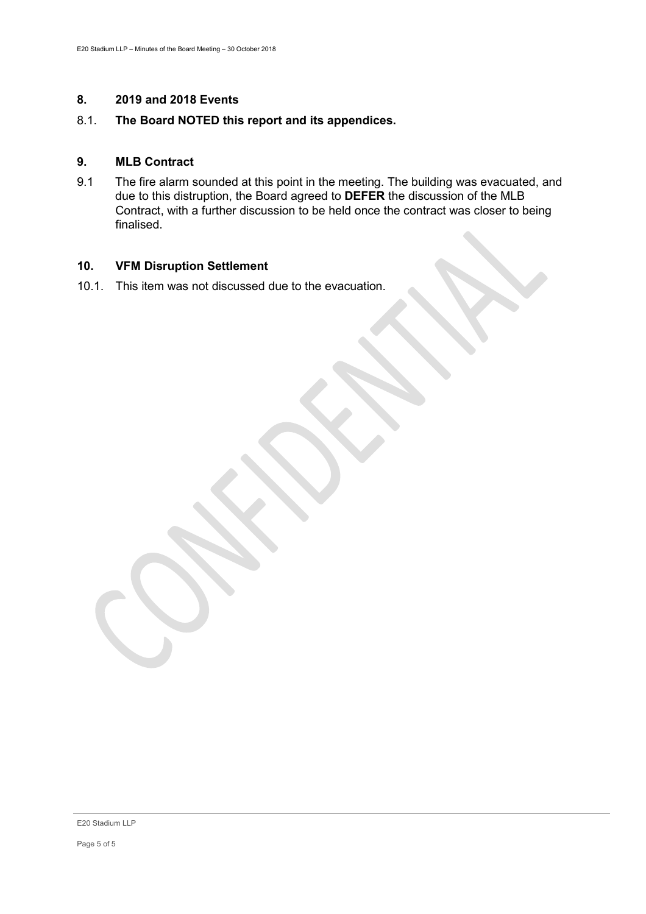## 8. 2019 and 2018 Events

8.1. **The Board NOTED this report and its appendices.**

## 9. MLB Contract

9.1 The fire alarm sounded at this point in the meeting. The building was evacuated, and due to this distruption, the Board agreed to **DEFER** the discussion of the MLB Contract, with a further discussion to be held once the contract was closer to being finalised.

## 10. VFM Disruption Settlement

10.1. This item was not discussed due to the evacuation.